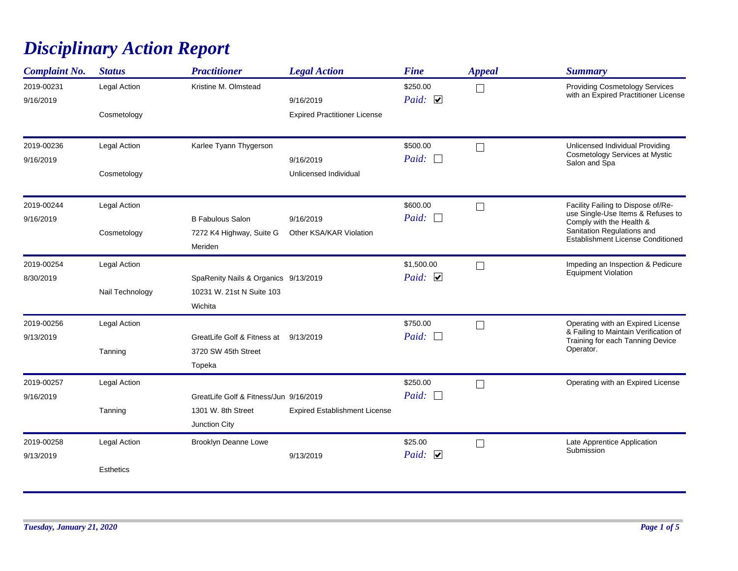# *Disciplinary Action Report*

| Complaint No. | Status | Practitioner | Legal Action | Fine | Appeal | Summary |
|---|---|---|---|---|---|---|
| 2019-00231<br>9/16/2019 | Legal Action<br>Cosmetology | Kristine M. Olmstead | 9/16/2019<br>Expired Practitioner License | $250.00<br>*Paid:* ☑ | ☐ | Providing Cosmetology Services with an Expired Practitioner License |
| 2019-00236<br>9/16/2019 | Legal Action<br>Cosmetology | Karlee Tyann Thygerson | 9/16/2019<br>Unlicensed Individual | $500.00<br>*Paid:* ☐ | ☐ | Unlicensed Individual Providing Cosmetology Services at Mystic Salon and Spa |
| 2019-00244<br>9/16/2019 | Legal Action<br>Cosmetology | B Fabulous Salon<br>7272 K4 Highway, Suite G<br>Meriden | 9/16/2019<br>Other KSA/KAR Violation | $600.00<br>*Paid:* ☐ | ☐ | Facility Failing to Dispose of/Re-use Single-Use Items & Refuses to Comply with the Health & Sanitation Regulations and Establishment License Conditioned |
| 2019-00254<br>8/30/2019 | Legal Action<br>Nail Technology | SpaRenity Nails & Organics<br>10231 W. 21st N Suite 103<br>Wichita | 9/13/2019 | $1,500.00<br>*Paid:* ☑ | ☐ | Impeding an Inspection & Pedicure Equipment Violation |
| 2019-00256<br>9/13/2019 | Legal Action<br>Tanning | GreatLife Golf & Fitness at<br>3720 SW 45th Street<br>Topeka | 9/13/2019 | $750.00<br>*Paid:* ☐ | ☐ | Operating with an Expired License & Failing to Maintain Verification of Training for each Tanning Device Operator. |
| 2019-00257<br>9/16/2019 | Legal Action<br>Tanning | GreatLife Golf & Fitness/Jun<br>1301 W. 8th Street<br>Junction City | 9/16/2019<br>Expired Establishment License | $250.00<br>*Paid:* ☐ | ☐ | Operating with an Expired License |
| 2019-00258<br>9/13/2019 | Legal Action<br>Esthetics | Brooklyn Deanne Lowe | 9/13/2019 | $25.00<br>*Paid:* ☑ | ☐ | Late Apprentice Application Submission |

*Tuesday, January 21, 2020*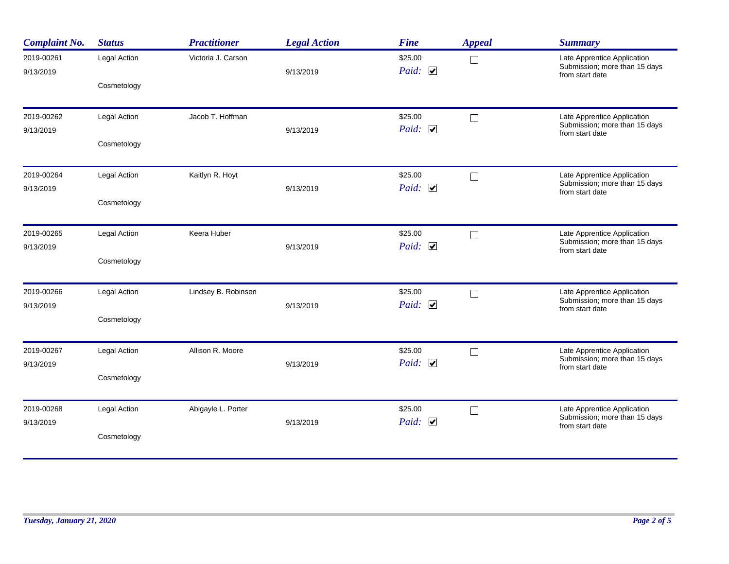| Complaint No. | Status | Practitioner | Legal Action | Fine | Appeal | Summary |
|---|---|---|---|---|---|---|
| 2019-00261<br>9/13/2019 | Legal Action<br>Cosmetology | Victoria J. Carson | 9/13/2019 | $25.00<br>Paid: ☑ | ☐ | Late Apprentice Application Submission; more than 15 days from start date |
| 2019-00262<br>9/13/2019 | Legal Action<br>Cosmetology | Jacob T. Hoffman | 9/13/2019 | $25.00<br>Paid: ☑ | ☐ | Late Apprentice Application Submission; more than 15 days from start date |
| 2019-00264<br>9/13/2019 | Legal Action<br>Cosmetology | Kaitlyn R. Hoyt | 9/13/2019 | $25.00<br>Paid: ☑ | ☐ | Late Apprentice Application Submission; more than 15 days from start date |
| 2019-00265<br>9/13/2019 | Legal Action<br>Cosmetology | Keera Huber | 9/13/2019 | $25.00<br>Paid: ☑ | ☐ | Late Apprentice Application Submission; more than 15 days from start date |
| 2019-00266<br>9/13/2019 | Legal Action<br>Cosmetology | Lindsey B. Robinson | 9/13/2019 | $25.00<br>Paid: ☑ | ☐ | Late Apprentice Application Submission; more than 15 days from start date |
| 2019-00267<br>9/13/2019 | Legal Action<br>Cosmetology | Allison R. Moore | 9/13/2019 | $25.00<br>Paid: ☑ | ☐ | Late Apprentice Application Submission; more than 15 days from start date |
| 2019-00268<br>9/13/2019 | Legal Action<br>Cosmetology | Abigayle L. Porter | 9/13/2019 | $25.00<br>Paid: ☑ | ☐ | Late Apprentice Application Submission; more than 15 days from start date |

*Tuesday, January 21, 2020*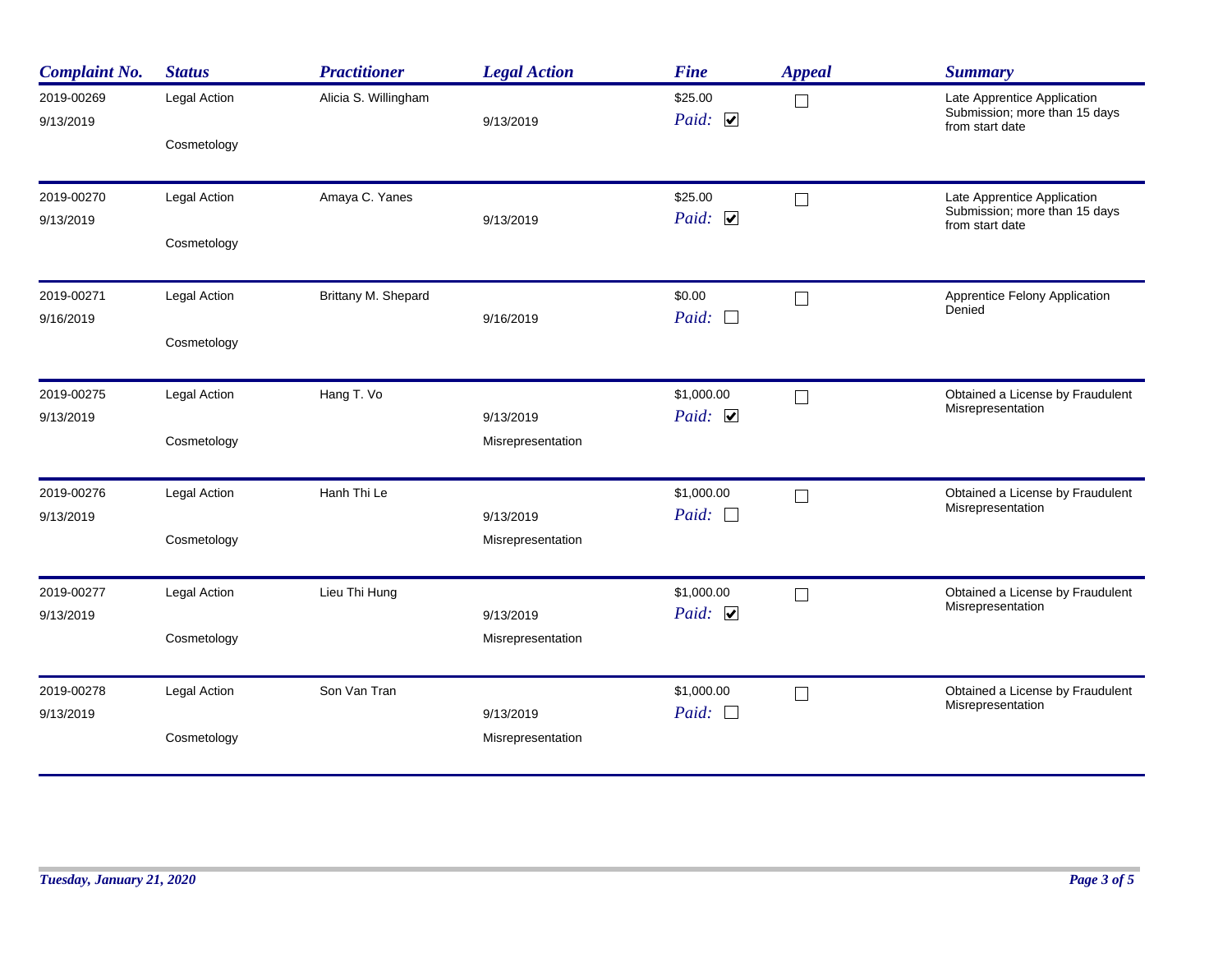| Complaint No. | Status | Practitioner | Legal Action | Fine | Appeal | Summary |
|---|---|---|---|---|---|---|
| 2019-00269<br>9/13/2019 | Legal Action<br>Cosmetology | Alicia S. Willingham | 9/13/2019 | $25.00<br>Paid: ☑ | ☐ | Late Apprentice Application Submission; more than 15 days from start date |
| 2019-00270<br>9/13/2019 | Legal Action<br>Cosmetology | Amaya C. Yanes | 9/13/2019 | $25.00<br>Paid: ☑ | ☐ | Late Apprentice Application Submission; more than 15 days from start date |
| 2019-00271<br>9/16/2019 | Legal Action<br>Cosmetology | Brittany M. Shepard | 9/16/2019 | $0.00<br>Paid: ☐ | ☐ | Apprentice Felony Application Denied |
| 2019-00275<br>9/13/2019 | Legal Action<br>Cosmetology | Hang T. Vo | 9/13/2019<br>Misrepresentation | $1,000.00<br>Paid: ☑ | ☐ | Obtained a License by Fraudulent Misrepresentation |
| 2019-00276<br>9/13/2019 | Legal Action<br>Cosmetology | Hanh Thi Le | 9/13/2019<br>Misrepresentation | $1,000.00<br>Paid: ☐ | ☐ | Obtained a License by Fraudulent Misrepresentation |
| 2019-00277<br>9/13/2019 | Legal Action<br>Cosmetology | Lieu Thi Hung | 9/13/2019<br>Misrepresentation | $1,000.00<br>Paid: ☑ | ☐ | Obtained a License by Fraudulent Misrepresentation |
| 2019-00278<br>9/13/2019 | Legal Action<br>Cosmetology | Son Van Tran | 9/13/2019<br>Misrepresentation | $1,000.00<br>Paid: ☐ | ☐ | Obtained a License by Fraudulent Misrepresentation |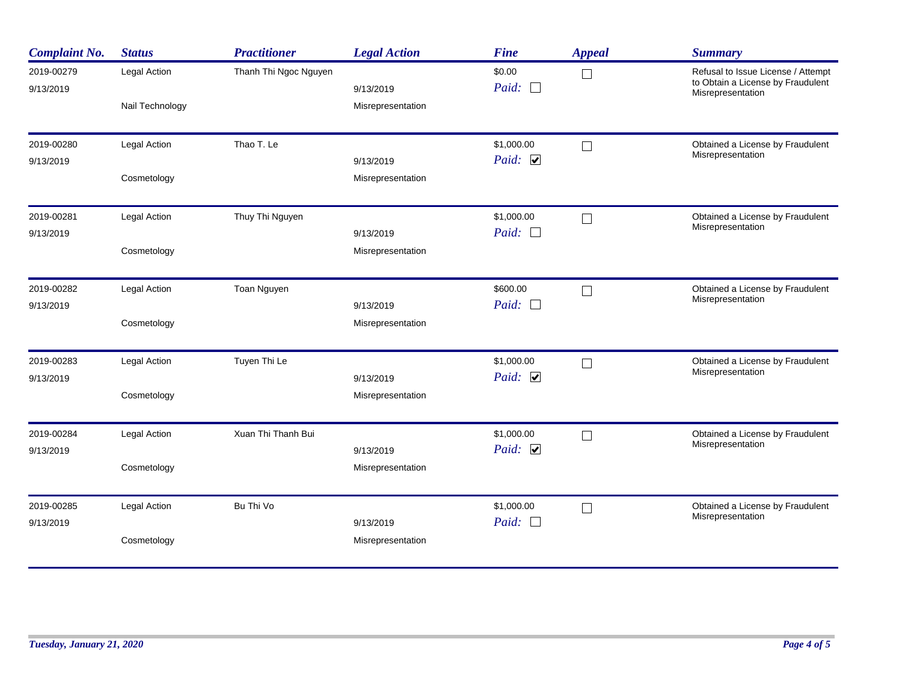| Complaint No. | Status | Practitioner | Legal Action | Fine | Appeal | Summary |
|---|---|---|---|---|---|---|
| 2019-00279<br>9/13/2019 | Legal Action<br>Nail Technology | Thanh Thi Ngoc Nguyen | 9/13/2019<br>Misrepresentation | $0.00<br>Paid: ☐ | ☐ | Refusal to Issue License / Attempt to Obtain a License by Fraudulent Misrepresentation |
| 2019-00280<br>9/13/2019 | Legal Action<br>Cosmetology | Thao T. Le | 9/13/2019<br>Misrepresentation | $1,000.00<br>Paid: ☑ | ☐ | Obtained a License by Fraudulent Misrepresentation |
| 2019-00281<br>9/13/2019 | Legal Action<br>Cosmetology | Thuy Thi Nguyen | 9/13/2019<br>Misrepresentation | $1,000.00<br>Paid: ☐ | ☐ | Obtained a License by Fraudulent Misrepresentation |
| 2019-00282<br>9/13/2019 | Legal Action<br>Cosmetology | Toan Nguyen | 9/13/2019<br>Misrepresentation | $600.00<br>Paid: ☐ | ☐ | Obtained a License by Fraudulent Misrepresentation |
| 2019-00283<br>9/13/2019 | Legal Action<br>Cosmetology | Tuyen Thi Le | 9/13/2019<br>Misrepresentation | $1,000.00<br>Paid: ☑ | ☐ | Obtained a License by Fraudulent Misrepresentation |
| 2019-00284<br>9/13/2019 | Legal Action<br>Cosmetology | Xuan Thi Thanh Bui | 9/13/2019<br>Misrepresentation | $1,000.00<br>Paid: ☑ | ☐ | Obtained a License by Fraudulent Misrepresentation |
| 2019-00285<br>9/13/2019 | Legal Action<br>Cosmetology | Bu Thi Vo | 9/13/2019<br>Misrepresentation | $1,000.00<br>Paid: ☐ | ☐ | Obtained a License by Fraudulent Misrepresentation |

*Tuesday, January 21, 2020*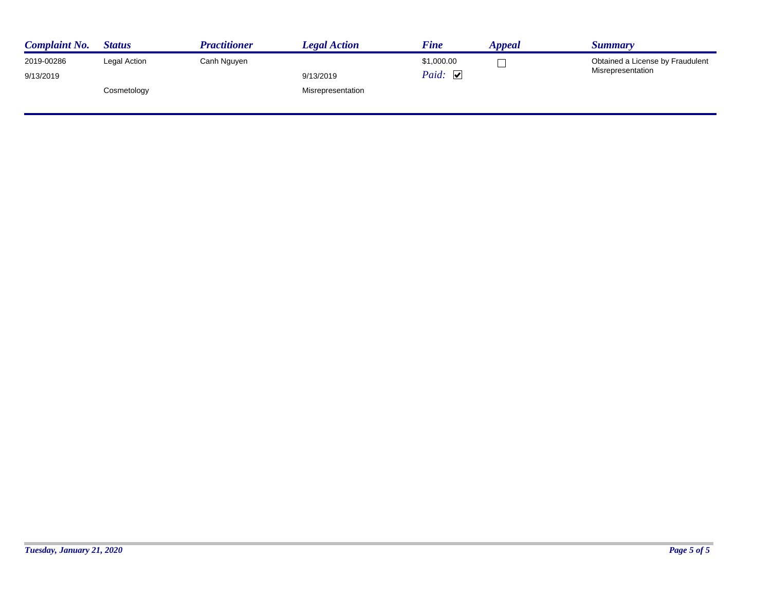| Complaint No. | Status | Practitioner | Legal Action | Fine | Appeal | Summary |
|---|---|---|---|---|---|---|
| 2019-00286<br>9/13/2019 | Legal Action<br><br>Cosmetology | Canh Nguyen | 9/13/2019<br>Misrepresentation | $1,000.00<br>Paid: ☑ | ☐ | Obtained a License by Fraudulent Misrepresentation |